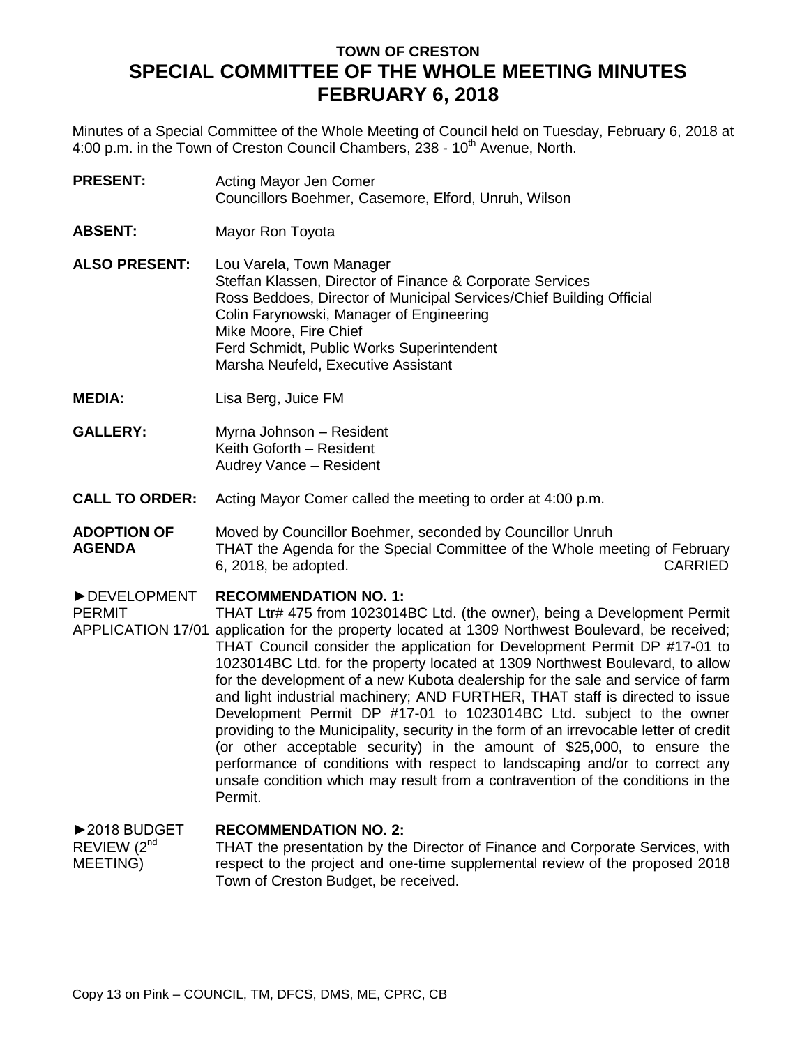# TOWN OF CRESTON
# SPECIAL COMMITTEE OF THE WHOLE MEETING MINUTES
# FEBRUARY 6, 2018

Minutes of a Special Committee of the Whole Meeting of Council held on Tuesday, February 6, 2018 at 4:00 p.m. in the Town of Creston Council Chambers, 238 - 10th Avenue, North.

**PRESENT:** Acting Mayor Jen Comer
Councillors Boehmer, Casemore, Elford, Unruh, Wilson

**ABSENT:** Mayor Ron Toyota

**ALSO PRESENT:** Lou Varela, Town Manager
Steffan Klassen, Director of Finance & Corporate Services
Ross Beddoes, Director of Municipal Services/Chief Building Official
Colin Farynowski, Manager of Engineering
Mike Moore, Fire Chief
Ferd Schmidt, Public Works Superintendent
Marsha Neufeld, Executive Assistant

**MEDIA:** Lisa Berg, Juice FM

**GALLERY:** Myrna Johnson – Resident
Keith Goforth – Resident
Audrey Vance – Resident

**CALL TO ORDER:** Acting Mayor Comer called the meeting to order at 4:00 p.m.

**ADOPTION OF AGENDA**

Moved by Councillor Boehmer, seconded by Councillor Unruh
THAT the Agenda for the Special Committee of the Whole meeting of February 6, 2018, be adopted. CARRIED

►DEVELOPMENT PERMIT APPLICATION 17/01

**RECOMMENDATION NO. 1:**
THAT Ltr# 475 from 1023014BC Ltd. (the owner), being a Development Permit application for the property located at 1309 Northwest Boulevard, be received; THAT Council consider the application for Development Permit DP #17-01 to 1023014BC Ltd. for the property located at 1309 Northwest Boulevard, to allow for the development of a new Kubota dealership for the sale and service of farm and light industrial machinery; AND FURTHER, THAT staff is directed to issue Development Permit DP #17-01 to 1023014BC Ltd. subject to the owner providing to the Municipality, security in the form of an irrevocable letter of credit (or other acceptable security) in the amount of $25,000, to ensure the performance of conditions with respect to landscaping and/or to correct any unsafe condition which may result from a contravention of the conditions in the Permit.

►2018 BUDGET REVIEW (2nd MEETING)

**RECOMMENDATION NO. 2:**
THAT the presentation by the Director of Finance and Corporate Services, with respect to the project and one-time supplemental review of the proposed 2018 Town of Creston Budget, be received.

Copy 13 on Pink – COUNCIL, TM, DFCS, DMS, ME, CPRC, CB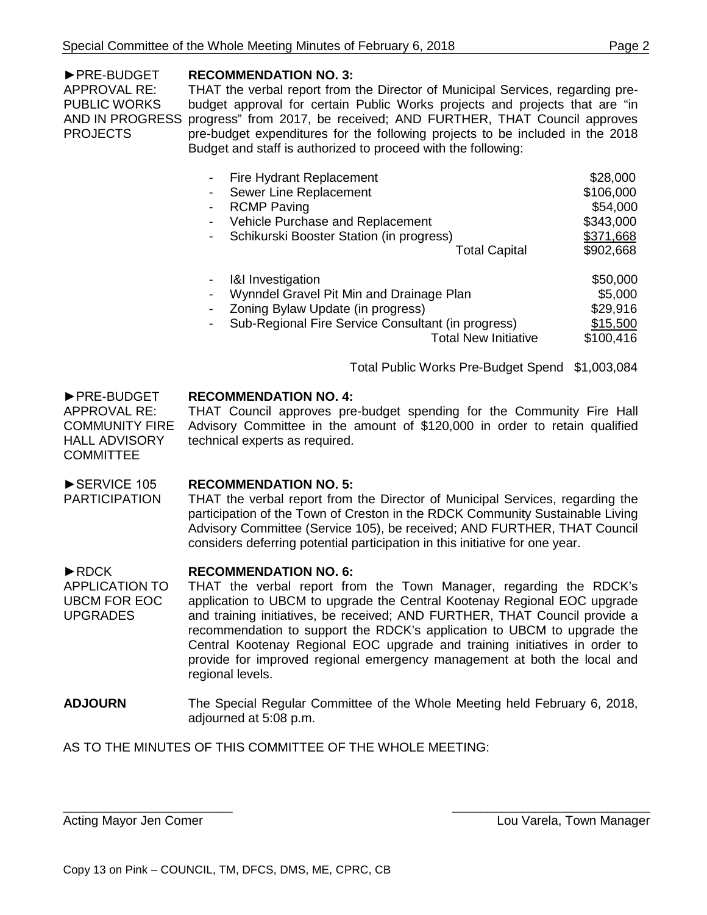►PRE-BUDGET APPROVAL RE: PUBLIC WORKS AND IN PROGRESS PROJECTS

**RECOMMENDATION NO. 3:**

THAT the verbal report from the Director of Municipal Services, regarding pre-budget approval for certain Public Works projects and projects that are "in progress" from 2017, be received; AND FURTHER, THAT Council approves pre-budget expenditures for the following projects to be included in the 2018 Budget and staff is authorized to proceed with the following:

| | |
|---|---|
| - Fire Hydrant Replacement | $28,000 |
| - Sewer Line Replacement | $106,000 |
| - RCMP Paving | $54,000 |
| - Vehicle Purchase and Replacement | $343,000 |
| - Schikurski Booster Station (in progress) | $371,668 |
| Total Capital | $902,668 |
| - I&I Investigation | $50,000 |
| - Wynndel Gravel Pit Min and Drainage Plan | $5,000 |
| - Zoning Bylaw Update (in progress) | $29,916 |
| - Sub-Regional Fire Service Consultant (in progress) | $15,500 |
| Total New Initiative | $100,416 |
| Total Public Works Pre-Budget Spend | $1,003,084 |

►PRE-BUDGET APPROVAL RE: COMMUNITY FIRE HALL ADVISORY COMMITTEE

**RECOMMENDATION NO. 4:**

THAT Council approves pre-budget spending for the Community Fire Hall Advisory Committee in the amount of $120,000 in order to retain qualified technical experts as required.

►SERVICE 105 PARTICIPATION

**RECOMMENDATION NO. 5:**

THAT the verbal report from the Director of Municipal Services, regarding the participation of the Town of Creston in the RDCK Community Sustainable Living Advisory Committee (Service 105), be received; AND FURTHER, THAT Council considers deferring potential participation in this initiative for one year.

►RDCK APPLICATION TO UBCM FOR EOC UPGRADES

**RECOMMENDATION NO. 6:**

THAT the verbal report from the Town Manager, regarding the RDCK's application to UBCM to upgrade the Central Kootenay Regional EOC upgrade and training initiatives, be received; AND FURTHER, THAT Council provide a recommendation to support the RDCK's application to UBCM to upgrade the Central Kootenay Regional EOC upgrade and training initiatives in order to provide for improved regional emergency management at both the local and regional levels.

**ADJOURN**

The Special Regular Committee of the Whole Meeting held February 6, 2018, adjourned at 5:08 p.m.

AS TO THE MINUTES OF THIS COMMITTEE OF THE WHOLE MEETING:

\_\_\_\_\_\_\_\_\_\_\_\_\_\_\_\_\_\_\_\_\_\_\_\_
Acting Mayor Jen Comer

\_\_\_\_\_\_\_\_\_\_\_\_\_\_\_\_\_\_\_\_\_\_\_\_
Lou Varela, Town Manager

Copy 13 on Pink – COUNCIL, TM, DFCS, DMS, ME, CPRC, CB